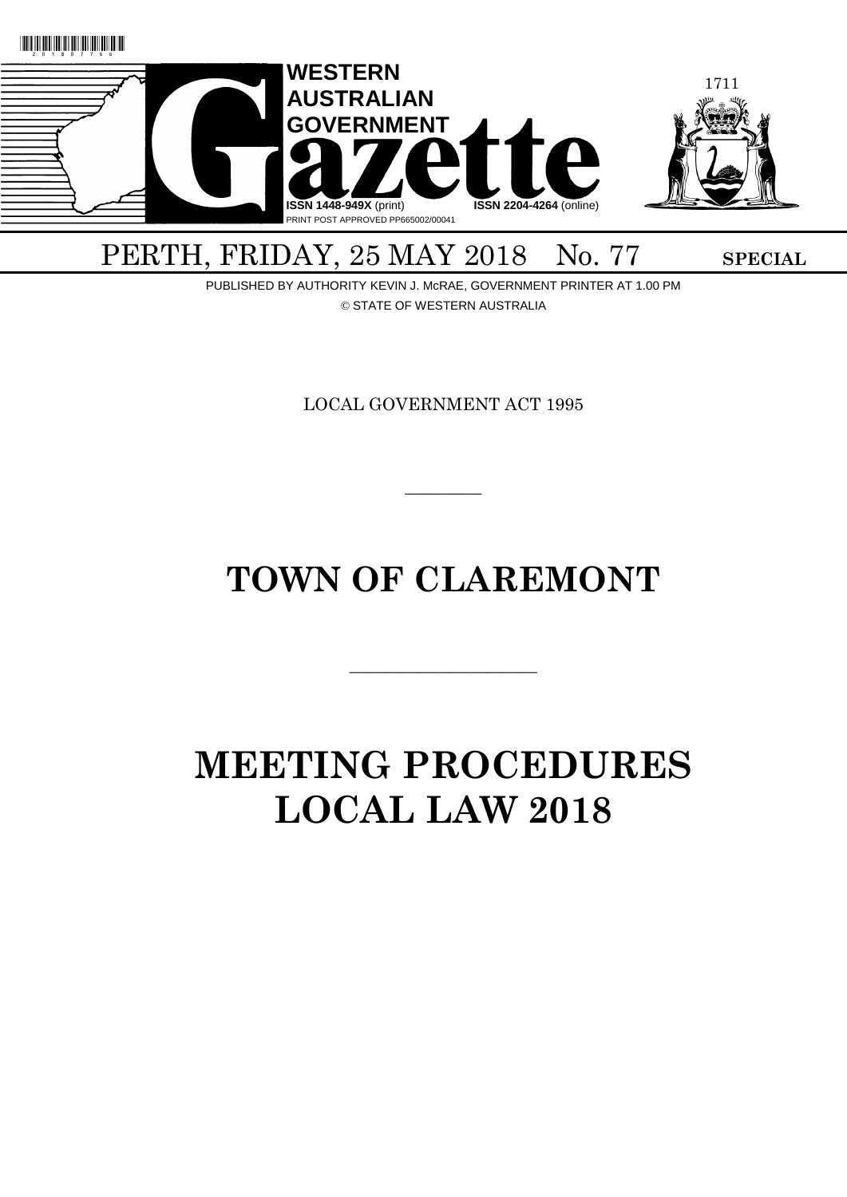WESTERN AUSTRALIAN GOVERNMENT Gazette

ISSN 1448-949X (print) ISSN 2204-4264 (online)

PRINT POST APPROVED PP665002/00041

PERTH, FRIDAY, 25 MAY 2018 No. 77 **SPECIAL**

PUBLISHED BY AUTHORITY KEVIN J. McRAE, GOVERNMENT PRINTER AT 1.00 PM

© STATE OF WESTERN AUSTRALIA

LOCAL GOVERNMENT ACT 1995

---

# TOWN OF CLAREMONT

---

# MEETING PROCEDURES LOCAL LAW 2018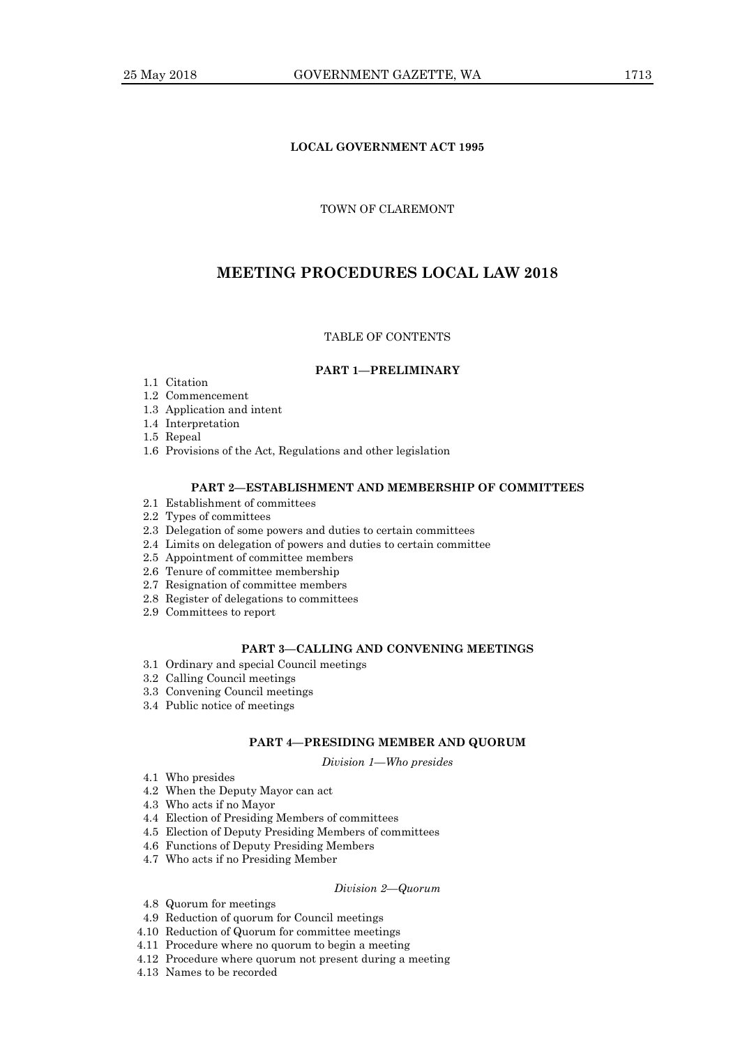**LOCAL GOVERNMENT ACT 1995**

TOWN OF CLAREMONT

# MEETING PROCEDURES LOCAL LAW 2018

TABLE OF CONTENTS

**PART 1—PRELIMINARY**

1.1 Citation
1.2 Commencement
1.3 Application and intent
1.4 Interpretation
1.5 Repeal
1.6 Provisions of the Act, Regulations and other legislation

**PART 2—ESTABLISHMENT AND MEMBERSHIP OF COMMITTEES**

2.1 Establishment of committees
2.2 Types of committees
2.3 Delegation of some powers and duties to certain committees
2.4 Limits on delegation of powers and duties to certain committee
2.5 Appointment of committee members
2.6 Tenure of committee membership
2.7 Resignation of committee members
2.8 Register of delegations to committees
2.9 Committees to report

**PART 3—CALLING AND CONVENING MEETINGS**

3.1 Ordinary and special Council meetings
3.2 Calling Council meetings
3.3 Convening Council meetings
3.4 Public notice of meetings

**PART 4—PRESIDING MEMBER AND QUORUM**

*Division 1—Who presides*

4.1 Who presides
4.2 When the Deputy Mayor can act
4.3 Who acts if no Mayor
4.4 Election of Presiding Members of committees
4.5 Election of Deputy Presiding Members of committees
4.6 Functions of Deputy Presiding Members
4.7 Who acts if no Presiding Member

*Division 2—Quorum*

4.8 Quorum for meetings
4.9 Reduction of quorum for Council meetings
4.10 Reduction of Quorum for committee meetings
4.11 Procedure where no quorum to begin a meeting
4.12 Procedure where quorum not present during a meeting
4.13 Names to be recorded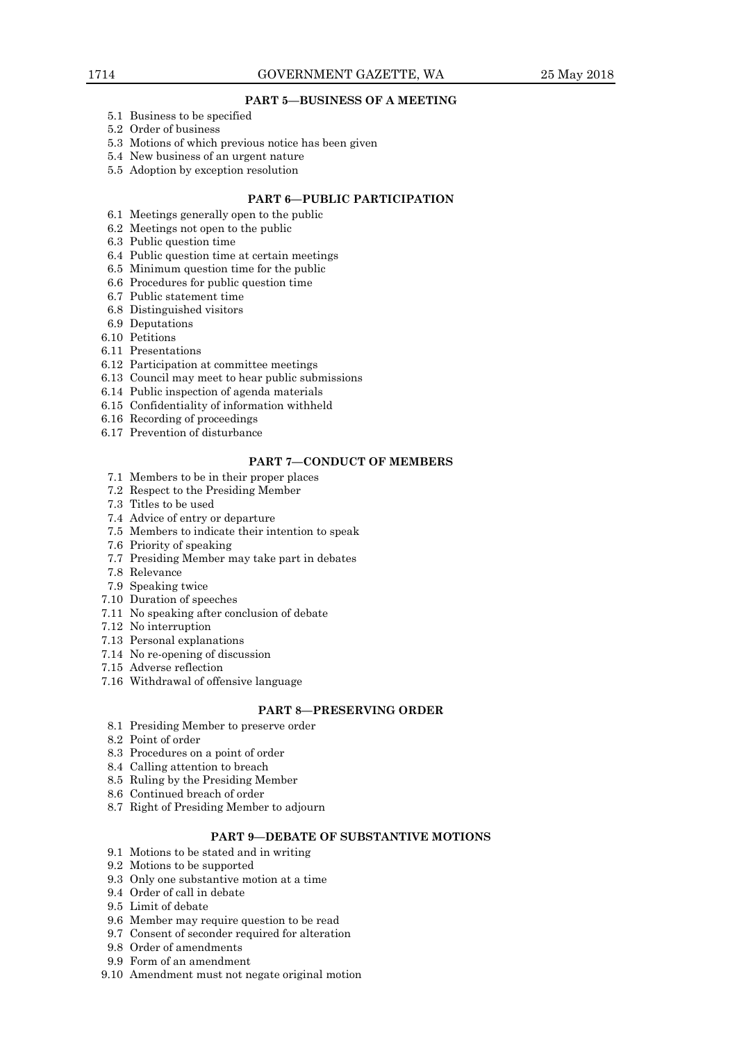**PART 5—BUSINESS OF A MEETING**

5.1 Business to be specified
5.2 Order of business
5.3 Motions of which previous notice has been given
5.4 New business of an urgent nature
5.5 Adoption by exception resolution

**PART 6—PUBLIC PARTICIPATION**

6.1 Meetings generally open to the public
6.2 Meetings not open to the public
6.3 Public question time
6.4 Public question time at certain meetings
6.5 Minimum question time for the public
6.6 Procedures for public question time
6.7 Public statement time
6.8 Distinguished visitors
6.9 Deputations
6.10 Petitions
6.11 Presentations
6.12 Participation at committee meetings
6.13 Council may meet to hear public submissions
6.14 Public inspection of agenda materials
6.15 Confidentiality of information withheld
6.16 Recording of proceedings
6.17 Prevention of disturbance

**PART 7—CONDUCT OF MEMBERS**

7.1 Members to be in their proper places
7.2 Respect to the Presiding Member
7.3 Titles to be used
7.4 Advice of entry or departure
7.5 Members to indicate their intention to speak
7.6 Priority of speaking
7.7 Presiding Member may take part in debates
7.8 Relevance
7.9 Speaking twice
7.10 Duration of speeches
7.11 No speaking after conclusion of debate
7.12 No interruption
7.13 Personal explanations
7.14 No re-opening of discussion
7.15 Adverse reflection
7.16 Withdrawal of offensive language

**PART 8—PRESERVING ORDER**

8.1 Presiding Member to preserve order
8.2 Point of order
8.3 Procedures on a point of order
8.4 Calling attention to breach
8.5 Ruling by the Presiding Member
8.6 Continued breach of order
8.7 Right of Presiding Member to adjourn

**PART 9—DEBATE OF SUBSTANTIVE MOTIONS**

9.1 Motions to be stated and in writing
9.2 Motions to be supported
9.3 Only one substantive motion at a time
9.4 Order of call in debate
9.5 Limit of debate
9.6 Member may require question to be read
9.7 Consent of seconder required for alteration
9.8 Order of amendments
9.9 Form of an amendment
9.10 Amendment must not negate original motion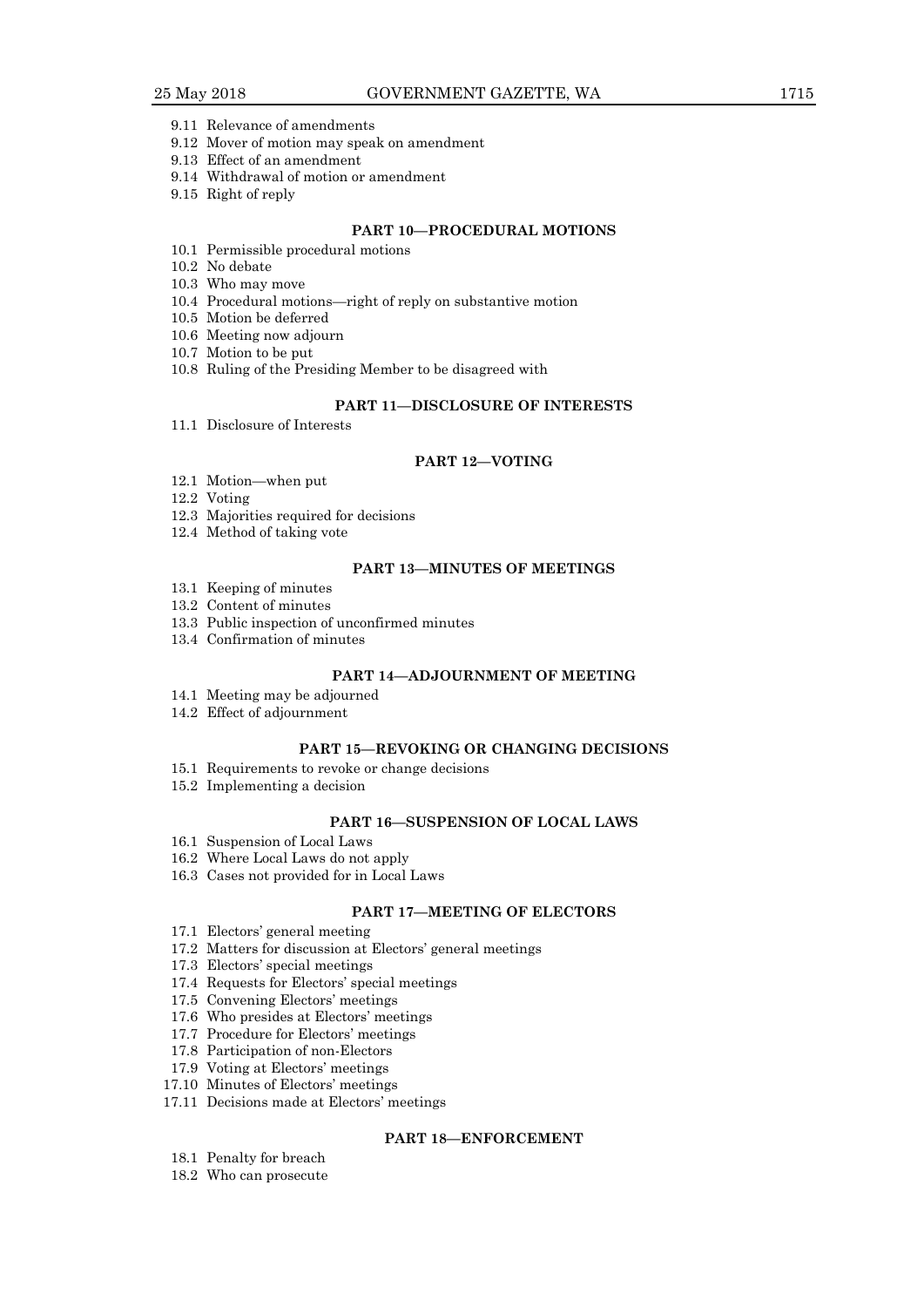9.11 Relevance of amendments
9.12 Mover of motion may speak on amendment
9.13 Effect of an amendment
9.14 Withdrawal of motion or amendment
9.15 Right of reply

**PART 10—PROCEDURAL MOTIONS**

10.1 Permissible procedural motions
10.2 No debate
10.3 Who may move
10.4 Procedural motions—right of reply on substantive motion
10.5 Motion be deferred
10.6 Meeting now adjourn
10.7 Motion to be put
10.8 Ruling of the Presiding Member to be disagreed with

**PART 11—DISCLOSURE OF INTERESTS**

11.1 Disclosure of Interests

**PART 12—VOTING**

12.1 Motion—when put
12.2 Voting
12.3 Majorities required for decisions
12.4 Method of taking vote

**PART 13—MINUTES OF MEETINGS**

13.1 Keeping of minutes
13.2 Content of minutes
13.3 Public inspection of unconfirmed minutes
13.4 Confirmation of minutes

**PART 14—ADJOURNMENT OF MEETING**

14.1 Meeting may be adjourned
14.2 Effect of adjournment

**PART 15—REVOKING OR CHANGING DECISIONS**

15.1 Requirements to revoke or change decisions
15.2 Implementing a decision

**PART 16—SUSPENSION OF LOCAL LAWS**

16.1 Suspension of Local Laws
16.2 Where Local Laws do not apply
16.3 Cases not provided for in Local Laws

**PART 17—MEETING OF ELECTORS**

17.1 Electors' general meeting
17.2 Matters for discussion at Electors' general meetings
17.3 Electors' special meetings
17.4 Requests for Electors' special meetings
17.5 Convening Electors' meetings
17.6 Who presides at Electors' meetings
17.7 Procedure for Electors' meetings
17.8 Participation of non-Electors
17.9 Voting at Electors' meetings
17.10 Minutes of Electors' meetings
17.11 Decisions made at Electors' meetings

**PART 18—ENFORCEMENT**

18.1 Penalty for breach
18.2 Who can prosecute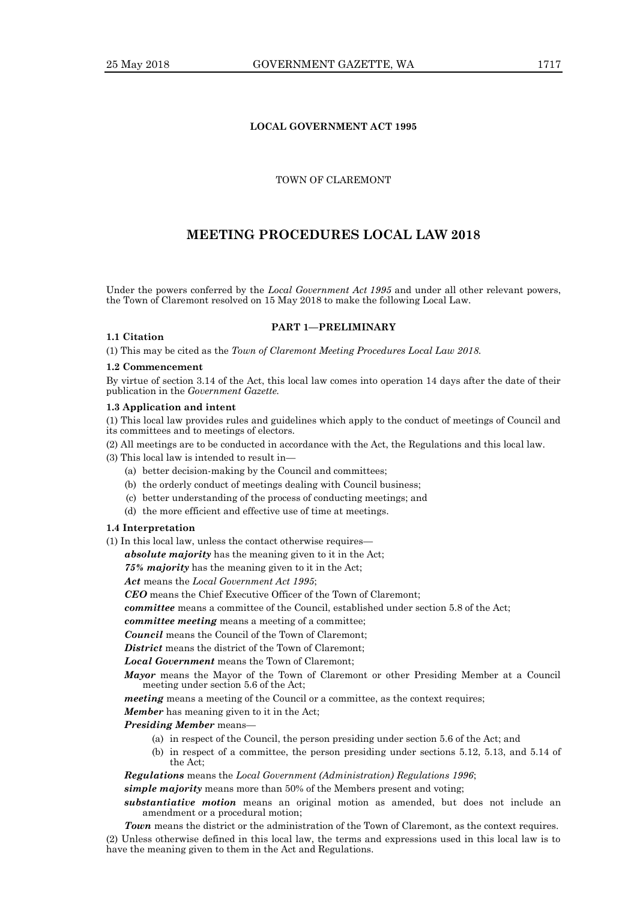**LOCAL GOVERNMENT ACT 1995**

TOWN OF CLAREMONT

# MEETING PROCEDURES LOCAL LAW 2018

Under the powers conferred by the *Local Government Act 1995* and under all other relevant powers, the Town of Claremont resolved on 15 May 2018 to make the following Local Law.

## PART 1—PRELIMINARY

**1.1 Citation**

(1) This may be cited as the *Town of Claremont Meeting Procedures Local Law 2018*.

**1.2 Commencement**

By virtue of section 3.14 of the Act, this local law comes into operation 14 days after the date of their publication in the *Government Gazette*.

**1.3 Application and intent**

(1) This local law provides rules and guidelines which apply to the conduct of meetings of Council and its committees and to meetings of electors.

(2) All meetings are to be conducted in accordance with the Act, the Regulations and this local law.

(3) This local law is intended to result in—

- (a) better decision-making by the Council and committees;
- (b) the orderly conduct of meetings dealing with Council business;
- (c) better understanding of the process of conducting meetings; and
- (d) the more efficient and effective use of time at meetings.

**1.4 Interpretation**

(1) In this local law, unless the contact otherwise requires—

***absolute majority*** has the meaning given to it in the Act;

***75% majority*** has the meaning given to it in the Act;

***Act*** means the *Local Government Act 1995*;

***CEO*** means the Chief Executive Officer of the Town of Claremont;

***committee*** means a committee of the Council, established under section 5.8 of the Act;

***committee meeting*** means a meeting of a committee;

***Council*** means the Council of the Town of Claremont;

***District*** means the district of the Town of Claremont;

***Local Government*** means the Town of Claremont;

***Mayor*** means the Mayor of the Town of Claremont or other Presiding Member at a Council meeting under section 5.6 of the Act;

***meeting*** means a meeting of the Council or a committee, as the context requires;

***Member*** has meaning given to it in the Act;

***Presiding Member*** means—

- (a) in respect of the Council, the person presiding under section 5.6 of the Act; and
- (b) in respect of a committee, the person presiding under sections 5.12, 5.13, and 5.14 of the Act;

***Regulations*** means the *Local Government (Administration) Regulations 1996*;

***simple majority*** means more than 50% of the Members present and voting;

***substantiative motion*** means an original motion as amended, but does not include an amendment or a procedural motion;

***Town*** means the district or the administration of the Town of Claremont, as the context requires.

(2) Unless otherwise defined in this local law, the terms and expressions used in this local law is to have the meaning given to them in the Act and Regulations.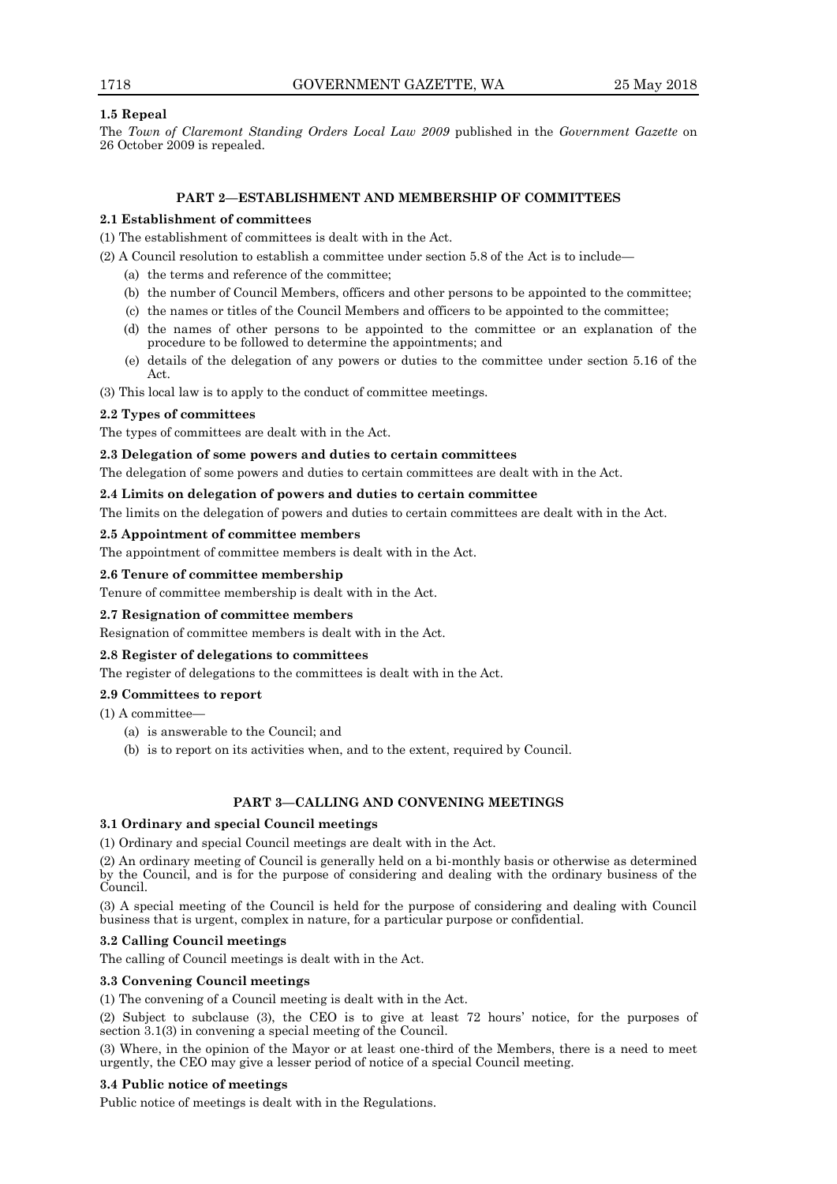### 1.5 Repeal

The *Town of Claremont Standing Orders Local Law 2009* published in the *Government Gazette* on 26 October 2009 is repealed.

## PART 2—ESTABLISHMENT AND MEMBERSHIP OF COMMITTEES

### 2.1 Establishment of committees

(1) The establishment of committees is dealt with in the Act.

(2) A Council resolution to establish a committee under section 5.8 of the Act is to include—

- (a) the terms and reference of the committee;
- (b) the number of Council Members, officers and other persons to be appointed to the committee;
- (c) the names or titles of the Council Members and officers to be appointed to the committee;
- (d) the names of other persons to be appointed to the committee or an explanation of the procedure to be followed to determine the appointments; and
- (e) details of the delegation of any powers or duties to the committee under section 5.16 of the Act.

(3) This local law is to apply to the conduct of committee meetings.

### 2.2 Types of committees

The types of committees are dealt with in the Act.

### 2.3 Delegation of some powers and duties to certain committees

The delegation of some powers and duties to certain committees are dealt with in the Act.

### 2.4 Limits on delegation of powers and duties to certain committee

The limits on the delegation of powers and duties to certain committees are dealt with in the Act.

### 2.5 Appointment of committee members

The appointment of committee members is dealt with in the Act.

### 2.6 Tenure of committee membership

Tenure of committee membership is dealt with in the Act.

### 2.7 Resignation of committee members

Resignation of committee members is dealt with in the Act.

### 2.8 Register of delegations to committees

The register of delegations to the committees is dealt with in the Act.

### 2.9 Committees to report

(1) A committee—

- (a) is answerable to the Council; and
- (b) is to report on its activities when, and to the extent, required by Council.

## PART 3—CALLING AND CONVENING MEETINGS

### 3.1 Ordinary and special Council meetings

(1) Ordinary and special Council meetings are dealt with in the Act.

(2) An ordinary meeting of Council is generally held on a bi-monthly basis or otherwise as determined by the Council, and is for the purpose of considering and dealing with the ordinary business of the Council.

(3) A special meeting of the Council is held for the purpose of considering and dealing with Council business that is urgent, complex in nature, for a particular purpose or confidential.

### 3.2 Calling Council meetings

The calling of Council meetings is dealt with in the Act.

### 3.3 Convening Council meetings

(1) The convening of a Council meeting is dealt with in the Act.

(2) Subject to subclause (3), the CEO is to give at least 72 hours' notice, for the purposes of section 3.1(3) in convening a special meeting of the Council.

(3) Where, in the opinion of the Mayor or at least one-third of the Members, there is a need to meet urgently, the CEO may give a lesser period of notice of a special Council meeting.

### 3.4 Public notice of meetings

Public notice of meetings is dealt with in the Regulations.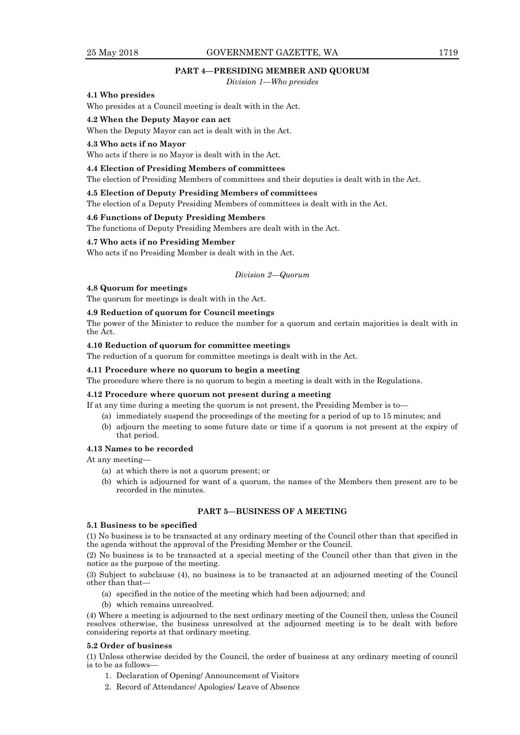## PART 4—PRESIDING MEMBER AND QUORUM

*Division 1—Who presides*

**4.1 Who presides**

Who presides at a Council meeting is dealt with in the Act.

**4.2 When the Deputy Mayor can act**

When the Deputy Mayor can act is dealt with in the Act.

**4.3 Who acts if no Mayor**

Who acts if there is no Mayor is dealt with in the Act.

**4.4 Election of Presiding Members of committees**

The election of Presiding Members of committees and their deputies is dealt with in the Act.

**4.5 Election of Deputy Presiding Members of committees**

The election of a Deputy Presiding Members of committees is dealt with in the Act.

**4.6 Functions of Deputy Presiding Members**

The functions of Deputy Presiding Members are dealt with in the Act.

**4.7 Who acts if no Presiding Member**

Who acts if no Presiding Member is dealt with in the Act.

*Division 2—Quorum*

**4.8 Quorum for meetings**

The quorum for meetings is dealt with in the Act.

**4.9 Reduction of quorum for Council meetings**

The power of the Minister to reduce the number for a quorum and certain majorities is dealt with in the Act.

**4.10 Reduction of quorum for committee meetings**

The reduction of a quorum for committee meetings is dealt with in the Act.

**4.11 Procedure where no quorum to begin a meeting**

The procedure where there is no quorum to begin a meeting is dealt with in the Regulations.

**4.12 Procedure where quorum not present during a meeting**

If at any time during a meeting the quorum is not present, the Presiding Member is to—

(a) immediately suspend the proceedings of the meeting for a period of up to 15 minutes; and

(b) adjourn the meeting to some future date or time if a quorum is not present at the expiry of that period.

**4.13 Names to be recorded**

At any meeting—

(a) at which there is not a quorum present; or

(b) which is adjourned for want of a quorum, the names of the Members then present are to be recorded in the minutes.

## PART 5—BUSINESS OF A MEETING

**5.1 Business to be specified**

(1) No business is to be transacted at any ordinary meeting of the Council other than that specified in the agenda without the approval of the Presiding Member or the Council.

(2) No business is to be transacted at a special meeting of the Council other than that given in the notice as the purpose of the meeting.

(3) Subject to subclause (4), no business is to be transacted at an adjourned meeting of the Council other than that—

(a) specified in the notice of the meeting which had been adjourned; and

(b) which remains unresolved.

(4) Where a meeting is adjourned to the next ordinary meeting of the Council then, unless the Council resolves otherwise, the business unresolved at the adjourned meeting is to be dealt with before considering reports at that ordinary meeting.

**5.2 Order of business**

(1) Unless otherwise decided by the Council, the order of business at any ordinary meeting of council is to be as follows—

1. Declaration of Opening/ Announcement of Visitors
2. Record of Attendance/ Apologies/ Leave of Absence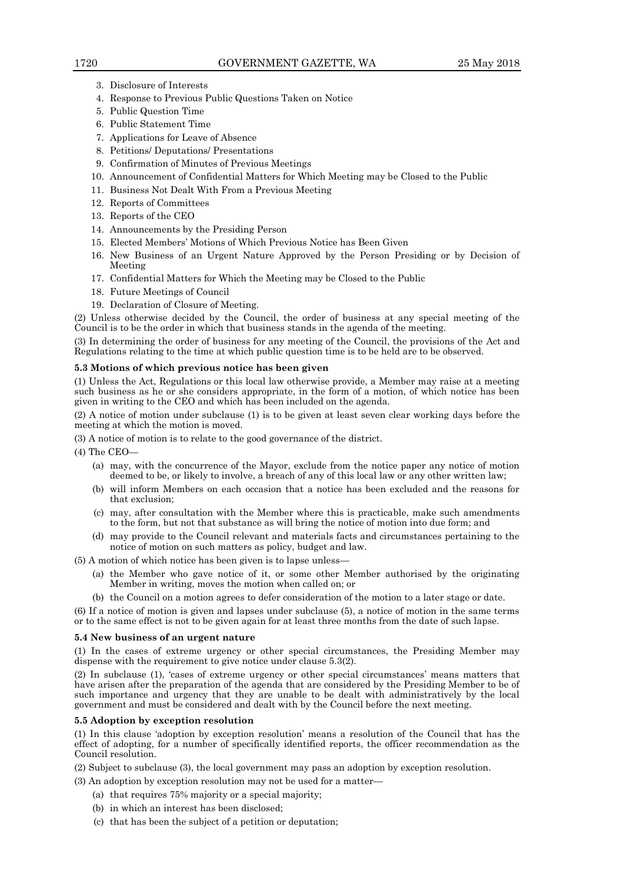3. Disclosure of Interests
4. Response to Previous Public Questions Taken on Notice
5. Public Question Time
6. Public Statement Time
7. Applications for Leave of Absence
8. Petitions/ Deputations/ Presentations
9. Confirmation of Minutes of Previous Meetings
10. Announcement of Confidential Matters for Which Meeting may be Closed to the Public
11. Business Not Dealt With From a Previous Meeting
12. Reports of Committees
13. Reports of the CEO
14. Announcements by the Presiding Person
15. Elected Members' Motions of Which Previous Notice has Been Given
16. New Business of an Urgent Nature Approved by the Person Presiding or by Decision of Meeting
17. Confidential Matters for Which the Meeting may be Closed to the Public
18. Future Meetings of Council
19. Declaration of Closure of Meeting.

(2) Unless otherwise decided by the Council, the order of business at any special meeting of the Council is to be the order in which that business stands in the agenda of the meeting.

(3) In determining the order of business for any meeting of the Council, the provisions of the Act and Regulations relating to the time at which public question time is to be held are to be observed.

**5.3 Motions of which previous notice has been given**

(1) Unless the Act, Regulations or this local law otherwise provide, a Member may raise at a meeting such business as he or she considers appropriate, in the form of a motion, of which notice has been given in writing to the CEO and which has been included on the agenda.

(2) A notice of motion under subclause (1) is to be given at least seven clear working days before the meeting at which the motion is moved.

(3) A notice of motion is to relate to the good governance of the district.

(4) The CEO—

(a) may, with the concurrence of the Mayor, exclude from the notice paper any notice of motion deemed to be, or likely to involve, a breach of any of this local law or any other written law;

(b) will inform Members on each occasion that a notice has been excluded and the reasons for that exclusion;

(c) may, after consultation with the Member where this is practicable, make such amendments to the form, but not that substance as will bring the notice of motion into due form; and

(d) may provide to the Council relevant and materials facts and circumstances pertaining to the notice of motion on such matters as policy, budget and law.

(5) A motion of which notice has been given is to lapse unless—

(a) the Member who gave notice of it, or some other Member authorised by the originating Member in writing, moves the motion when called on; or

(b) the Council on a motion agrees to defer consideration of the motion to a later stage or date.

(6) If a notice of motion is given and lapses under subclause (5), a notice of motion in the same terms or to the same effect is not to be given again for at least three months from the date of such lapse.

**5.4 New business of an urgent nature**

(1) In the cases of extreme urgency or other special circumstances, the Presiding Member may dispense with the requirement to give notice under clause 5.3(2).

(2) In subclause (1), 'cases of extreme urgency or other special circumstances' means matters that have arisen after the preparation of the agenda that are considered by the Presiding Member to be of such importance and urgency that they are unable to be dealt with administratively by the local government and must be considered and dealt with by the Council before the next meeting.

**5.5 Adoption by exception resolution**

(1) In this clause 'adoption by exception resolution' means a resolution of the Council that has the effect of adopting, for a number of specifically identified reports, the officer recommendation as the Council resolution.

(2) Subject to subclause (3), the local government may pass an adoption by exception resolution.

(3) An adoption by exception resolution may not be used for a matter—

(a) that requires 75% majority or a special majority;

(b) in which an interest has been disclosed;

(c) that has been the subject of a petition or deputation;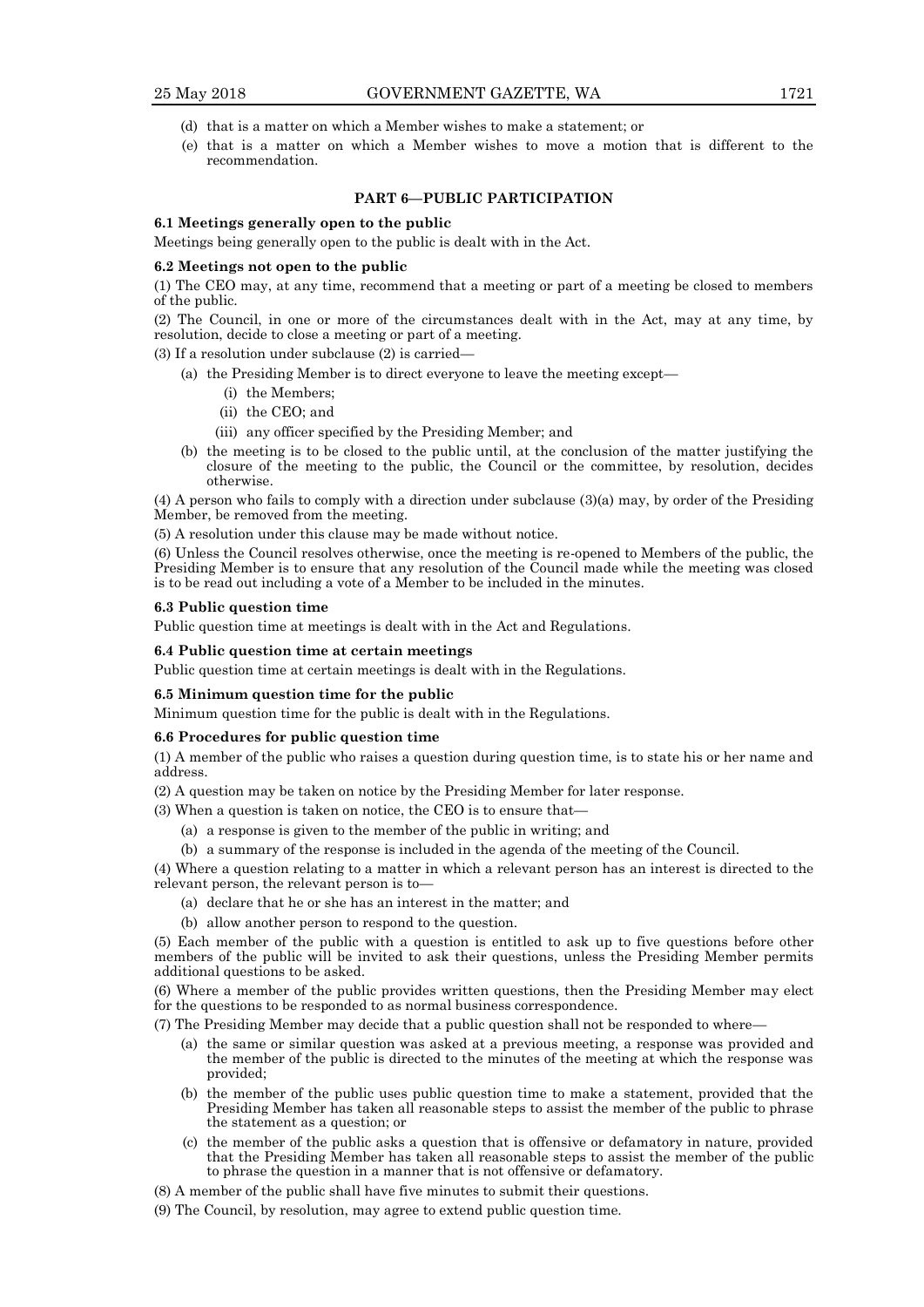(d) that is a matter on which a Member wishes to make a statement; or

(e) that is a matter on which a Member wishes to move a motion that is different to the recommendation.

## PART 6—PUBLIC PARTICIPATION

**6.1 Meetings generally open to the public**

Meetings being generally open to the public is dealt with in the Act.

**6.2 Meetings not open to the public**

(1) The CEO may, at any time, recommend that a meeting or part of a meeting be closed to members of the public.

(2) The Council, in one or more of the circumstances dealt with in the Act, may at any time, by resolution, decide to close a meeting or part of a meeting.

(3) If a resolution under subclause (2) is carried—

- (a) the Presiding Member is to direct everyone to leave the meeting except—
  - (i) the Members;
  - (ii) the CEO; and
  - (iii) any officer specified by the Presiding Member; and
- (b) the meeting is to be closed to the public until, at the conclusion of the matter justifying the closure of the meeting to the public, the Council or the committee, by resolution, decides otherwise.

(4) A person who fails to comply with a direction under subclause (3)(a) may, by order of the Presiding Member, be removed from the meeting.

(5) A resolution under this clause may be made without notice.

(6) Unless the Council resolves otherwise, once the meeting is re-opened to Members of the public, the Presiding Member is to ensure that any resolution of the Council made while the meeting was closed is to be read out including a vote of a Member to be included in the minutes.

**6.3 Public question time**

Public question time at meetings is dealt with in the Act and Regulations.

**6.4 Public question time at certain meetings**

Public question time at certain meetings is dealt with in the Regulations.

**6.5 Minimum question time for the public**

Minimum question time for the public is dealt with in the Regulations.

**6.6 Procedures for public question time**

(1) A member of the public who raises a question during question time, is to state his or her name and address.

(2) A question may be taken on notice by the Presiding Member for later response.

(3) When a question is taken on notice, the CEO is to ensure that—

- (a) a response is given to the member of the public in writing; and
- (b) a summary of the response is included in the agenda of the meeting of the Council.

(4) Where a question relating to a matter in which a relevant person has an interest is directed to the relevant person, the relevant person is to—

- (a) declare that he or she has an interest in the matter; and
- (b) allow another person to respond to the question.

(5) Each member of the public with a question is entitled to ask up to five questions before other members of the public will be invited to ask their questions, unless the Presiding Member permits additional questions to be asked.

(6) Where a member of the public provides written questions, then the Presiding Member may elect for the questions to be responded to as normal business correspondence.

(7) The Presiding Member may decide that a public question shall not be responded to where—

- (a) the same or similar question was asked at a previous meeting, a response was provided and the member of the public is directed to the minutes of the meeting at which the response was provided;
- (b) the member of the public uses public question time to make a statement, provided that the Presiding Member has taken all reasonable steps to assist the member of the public to phrase the statement as a question; or
- (c) the member of the public asks a question that is offensive or defamatory in nature, provided that the Presiding Member has taken all reasonable steps to assist the member of the public to phrase the question in a manner that is not offensive or defamatory.

(8) A member of the public shall have five minutes to submit their questions.

(9) The Council, by resolution, may agree to extend public question time.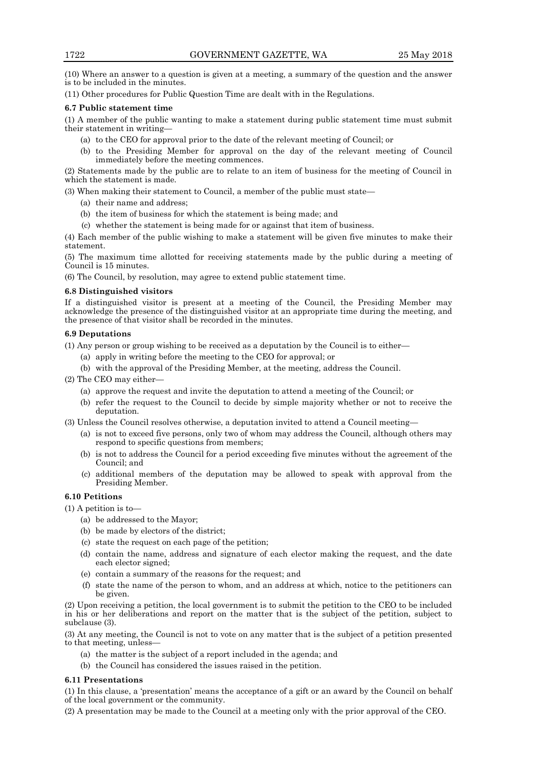(10) Where an answer to a question is given at a meeting, a summary of the question and the answer is to be included in the minutes.

(11) Other procedures for Public Question Time are dealt with in the Regulations.

**6.7 Public statement time**

(1) A member of the public wanting to make a statement during public statement time must submit their statement in writing—

- (a) to the CEO for approval prior to the date of the relevant meeting of Council; or
- (b) to the Presiding Member for approval on the day of the relevant meeting of Council immediately before the meeting commences.

(2) Statements made by the public are to relate to an item of business for the meeting of Council in which the statement is made.

(3) When making their statement to Council, a member of the public must state—

- (a) their name and address;
- (b) the item of business for which the statement is being made; and
- (c) whether the statement is being made for or against that item of business.

(4) Each member of the public wishing to make a statement will be given five minutes to make their statement.

(5) The maximum time allotted for receiving statements made by the public during a meeting of Council is 15 minutes.

(6) The Council, by resolution, may agree to extend public statement time.

**6.8 Distinguished visitors**

If a distinguished visitor is present at a meeting of the Council, the Presiding Member may acknowledge the presence of the distinguished visitor at an appropriate time during the meeting, and the presence of that visitor shall be recorded in the minutes.

**6.9 Deputations**

(1) Any person or group wishing to be received as a deputation by the Council is to either—

- (a) apply in writing before the meeting to the CEO for approval; or
- (b) with the approval of the Presiding Member, at the meeting, address the Council.

(2) The CEO may either—

- (a) approve the request and invite the deputation to attend a meeting of the Council; or
- (b) refer the request to the Council to decide by simple majority whether or not to receive the deputation.

(3) Unless the Council resolves otherwise, a deputation invited to attend a Council meeting—

- (a) is not to exceed five persons, only two of whom may address the Council, although others may respond to specific questions from members;
- (b) is not to address the Council for a period exceeding five minutes without the agreement of the Council; and
- (c) additional members of the deputation may be allowed to speak with approval from the Presiding Member.

**6.10 Petitions**

(1) A petition is to—

- (a) be addressed to the Mayor;
- (b) be made by electors of the district;
- (c) state the request on each page of the petition;
- (d) contain the name, address and signature of each elector making the request, and the date each elector signed;
- (e) contain a summary of the reasons for the request; and
- (f) state the name of the person to whom, and an address at which, notice to the petitioners can be given.

(2) Upon receiving a petition, the local government is to submit the petition to the CEO to be included in his or her deliberations and report on the matter that is the subject of the petition, subject to subclause (3).

(3) At any meeting, the Council is not to vote on any matter that is the subject of a petition presented to that meeting, unless—

- (a) the matter is the subject of a report included in the agenda; and
- (b) the Council has considered the issues raised in the petition.

**6.11 Presentations**

(1) In this clause, a 'presentation' means the acceptance of a gift or an award by the Council on behalf of the local government or the community.

(2) A presentation may be made to the Council at a meeting only with the prior approval of the CEO.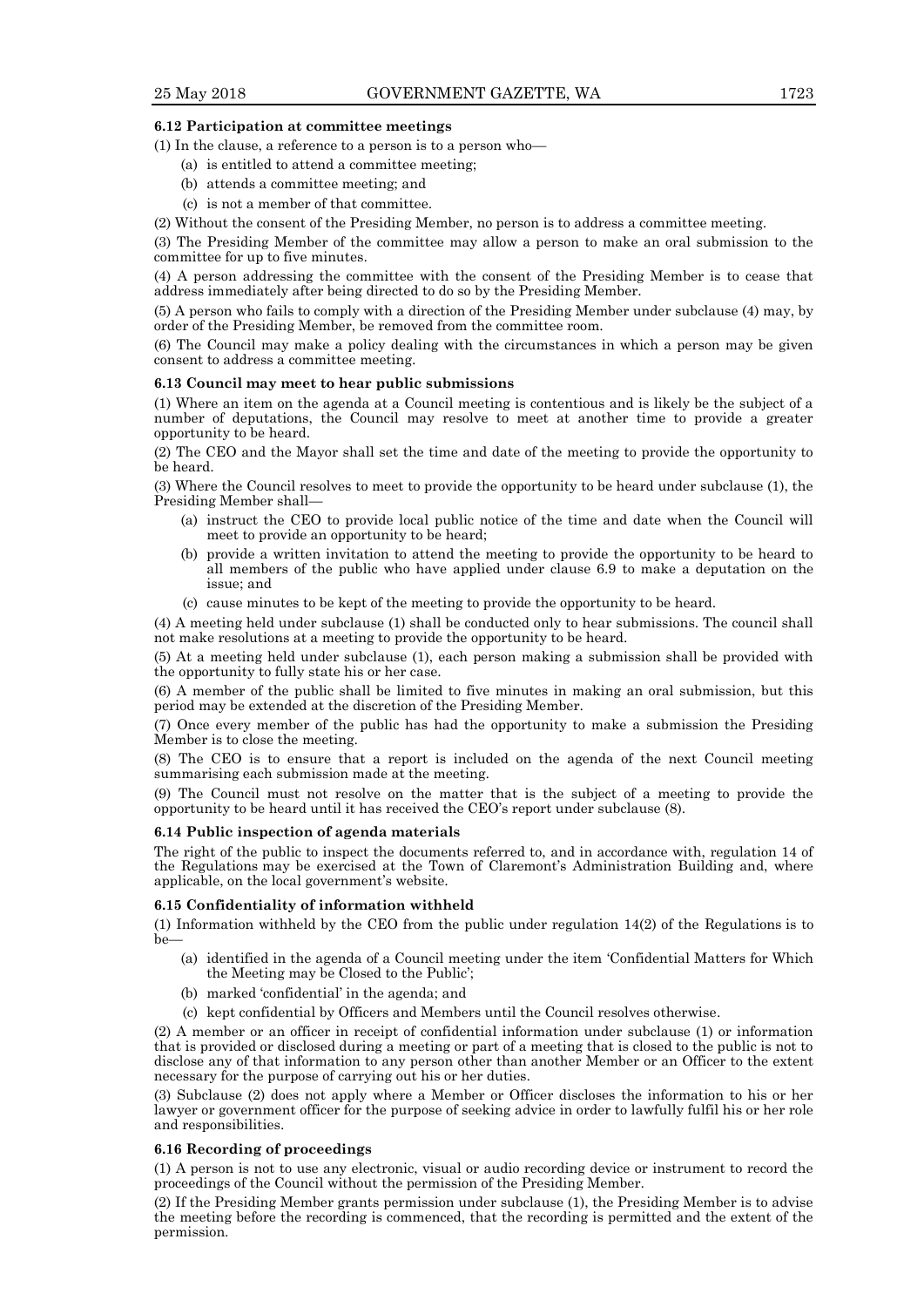**6.12 Participation at committee meetings**

(1) In the clause, a reference to a person is to a person who—

- (a) is entitled to attend a committee meeting;
- (b) attends a committee meeting; and
- (c) is not a member of that committee.

(2) Without the consent of the Presiding Member, no person is to address a committee meeting.

(3) The Presiding Member of the committee may allow a person to make an oral submission to the committee for up to five minutes.

(4) A person addressing the committee with the consent of the Presiding Member is to cease that address immediately after being directed to do so by the Presiding Member.

(5) A person who fails to comply with a direction of the Presiding Member under subclause (4) may, by order of the Presiding Member, be removed from the committee room.

(6) The Council may make a policy dealing with the circumstances in which a person may be given consent to address a committee meeting.

**6.13 Council may meet to hear public submissions**

(1) Where an item on the agenda at a Council meeting is contentious and is likely be the subject of a number of deputations, the Council may resolve to meet at another time to provide a greater opportunity to be heard.

(2) The CEO and the Mayor shall set the time and date of the meeting to provide the opportunity to be heard.

(3) Where the Council resolves to meet to provide the opportunity to be heard under subclause (1), the Presiding Member shall—

- (a) instruct the CEO to provide local public notice of the time and date when the Council will meet to provide an opportunity to be heard;
- (b) provide a written invitation to attend the meeting to provide the opportunity to be heard to all members of the public who have applied under clause 6.9 to make a deputation on the issue; and
- (c) cause minutes to be kept of the meeting to provide the opportunity to be heard.

(4) A meeting held under subclause (1) shall be conducted only to hear submissions. The council shall not make resolutions at a meeting to provide the opportunity to be heard.

(5) At a meeting held under subclause (1), each person making a submission shall be provided with the opportunity to fully state his or her case.

(6) A member of the public shall be limited to five minutes in making an oral submission, but this period may be extended at the discretion of the Presiding Member.

(7) Once every member of the public has had the opportunity to make a submission the Presiding Member is to close the meeting.

(8) The CEO is to ensure that a report is included on the agenda of the next Council meeting summarising each submission made at the meeting.

(9) The Council must not resolve on the matter that is the subject of a meeting to provide the opportunity to be heard until it has received the CEO's report under subclause (8).

**6.14 Public inspection of agenda materials**

The right of the public to inspect the documents referred to, and in accordance with, regulation 14 of the Regulations may be exercised at the Town of Claremont's Administration Building and, where applicable, on the local government's website.

**6.15 Confidentiality of information withheld**

(1) Information withheld by the CEO from the public under regulation 14(2) of the Regulations is to be—

- (a) identified in the agenda of a Council meeting under the item 'Confidential Matters for Which the Meeting may be Closed to the Public';
- (b) marked 'confidential' in the agenda; and
- (c) kept confidential by Officers and Members until the Council resolves otherwise.

(2) A member or an officer in receipt of confidential information under subclause (1) or information that is provided or disclosed during a meeting or part of a meeting that is closed to the public is not to disclose any of that information to any person other than another Member or an Officer to the extent necessary for the purpose of carrying out his or her duties.

(3) Subclause (2) does not apply where a Member or Officer discloses the information to his or her lawyer or government officer for the purpose of seeking advice in order to lawfully fulfil his or her role and responsibilities.

**6.16 Recording of proceedings**

(1) A person is not to use any electronic, visual or audio recording device or instrument to record the proceedings of the Council without the permission of the Presiding Member.

(2) If the Presiding Member grants permission under subclause (1), the Presiding Member is to advise the meeting before the recording is commenced, that the recording is permitted and the extent of the permission.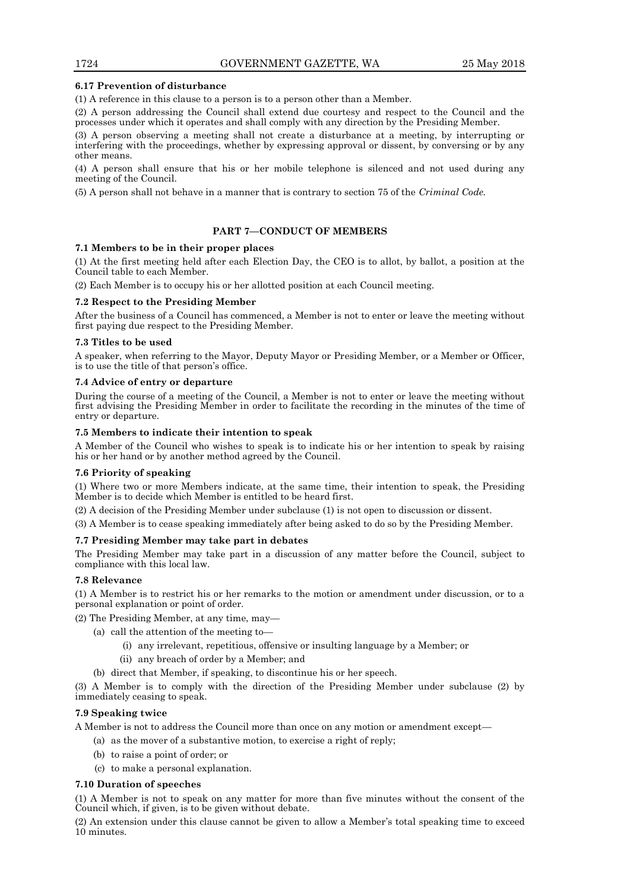**6.17 Prevention of disturbance**

(1) A reference in this clause to a person is to a person other than a Member.

(2) A person addressing the Council shall extend due courtesy and respect to the Council and the processes under which it operates and shall comply with any direction by the Presiding Member.

(3) A person observing a meeting shall not create a disturbance at a meeting, by interrupting or interfering with the proceedings, whether by expressing approval or dissent, by conversing or by any other means.

(4) A person shall ensure that his or her mobile telephone is silenced and not used during any meeting of the Council.

(5) A person shall not behave in a manner that is contrary to section 75 of the *Criminal Code*.

## PART 7—CONDUCT OF MEMBERS

**7.1 Members to be in their proper places**

(1) At the first meeting held after each Election Day, the CEO is to allot, by ballot, a position at the Council table to each Member.

(2) Each Member is to occupy his or her allotted position at each Council meeting.

**7.2 Respect to the Presiding Member**

After the business of a Council has commenced, a Member is not to enter or leave the meeting without first paying due respect to the Presiding Member.

**7.3 Titles to be used**

A speaker, when referring to the Mayor, Deputy Mayor or Presiding Member, or a Member or Officer, is to use the title of that person's office.

**7.4 Advice of entry or departure**

During the course of a meeting of the Council, a Member is not to enter or leave the meeting without first advising the Presiding Member in order to facilitate the recording in the minutes of the time of entry or departure.

**7.5 Members to indicate their intention to speak**

A Member of the Council who wishes to speak is to indicate his or her intention to speak by raising his or her hand or by another method agreed by the Council.

**7.6 Priority of speaking**

(1) Where two or more Members indicate, at the same time, their intention to speak, the Presiding Member is to decide which Member is entitled to be heard first.

(2) A decision of the Presiding Member under subclause (1) is not open to discussion or dissent.

(3) A Member is to cease speaking immediately after being asked to do so by the Presiding Member.

**7.7 Presiding Member may take part in debates**

The Presiding Member may take part in a discussion of any matter before the Council, subject to compliance with this local law.

**7.8 Relevance**

(1) A Member is to restrict his or her remarks to the motion or amendment under discussion, or to a personal explanation or point of order.

(2) The Presiding Member, at any time, may—

- (a) call the attention of the meeting to—
  - (i) any irrelevant, repetitious, offensive or insulting language by a Member; or
  - (ii) any breach of order by a Member; and
- (b) direct that Member, if speaking, to discontinue his or her speech.

(3) A Member is to comply with the direction of the Presiding Member under subclause (2) by immediately ceasing to speak.

**7.9 Speaking twice**

A Member is not to address the Council more than once on any motion or amendment except—

- (a) as the mover of a substantive motion, to exercise a right of reply;
- (b) to raise a point of order; or
- (c) to make a personal explanation.

**7.10 Duration of speeches**

(1) A Member is not to speak on any matter for more than five minutes without the consent of the Council which, if given, is to be given without debate.

(2) An extension under this clause cannot be given to allow a Member's total speaking time to exceed 10 minutes.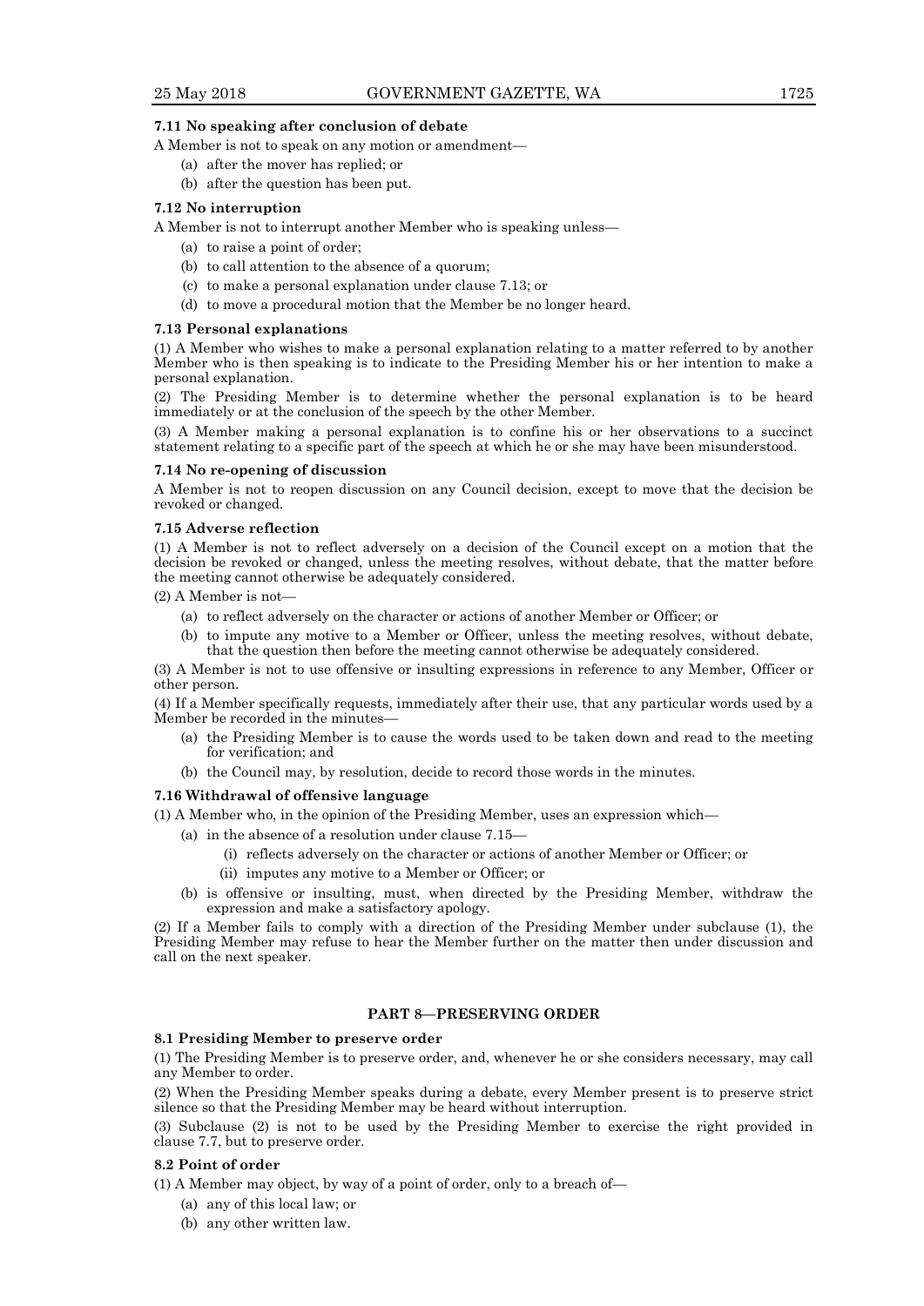### 7.11 No speaking after conclusion of debate

A Member is not to speak on any motion or amendment—

- (a) after the mover has replied; or
- (b) after the question has been put.

### 7.12 No interruption

A Member is not to interrupt another Member who is speaking unless—

- (a) to raise a point of order;
- (b) to call attention to the absence of a quorum;
- (c) to make a personal explanation under clause 7.13; or
- (d) to move a procedural motion that the Member be no longer heard.

### 7.13 Personal explanations

(1) A Member who wishes to make a personal explanation relating to a matter referred to by another Member who is then speaking is to indicate to the Presiding Member his or her intention to make a personal explanation.

(2) The Presiding Member is to determine whether the personal explanation is to be heard immediately or at the conclusion of the speech by the other Member.

(3) A Member making a personal explanation is to confine his or her observations to a succinct statement relating to a specific part of the speech at which he or she may have been misunderstood.

### 7.14 No re-opening of discussion

A Member is not to reopen discussion on any Council decision, except to move that the decision be revoked or changed.

### 7.15 Adverse reflection

(1) A Member is not to reflect adversely on a decision of the Council except on a motion that the decision be revoked or changed, unless the meeting resolves, without debate, that the matter before the meeting cannot otherwise be adequately considered.

(2) A Member is not—

- (a) to reflect adversely on the character or actions of another Member or Officer; or
- (b) to impute any motive to a Member or Officer, unless the meeting resolves, without debate, that the question then before the meeting cannot otherwise be adequately considered.

(3) A Member is not to use offensive or insulting expressions in reference to any Member, Officer or other person.

(4) If a Member specifically requests, immediately after their use, that any particular words used by a Member be recorded in the minutes—

- (a) the Presiding Member is to cause the words used to be taken down and read to the meeting for verification; and
- (b) the Council may, by resolution, decide to record those words in the minutes.

### 7.16 Withdrawal of offensive language

(1) A Member who, in the opinion of the Presiding Member, uses an expression which—

- (a) in the absence of a resolution under clause 7.15—
  - (i) reflects adversely on the character or actions of another Member or Officer; or
  - (ii) imputes any motive to a Member or Officer; or
- (b) is offensive or insulting, must, when directed by the Presiding Member, withdraw the expression and make a satisfactory apology.

(2) If a Member fails to comply with a direction of the Presiding Member under subclause (1), the Presiding Member may refuse to hear the Member further on the matter then under discussion and call on the next speaker.

## PART 8—PRESERVING ORDER

### 8.1 Presiding Member to preserve order

(1) The Presiding Member is to preserve order, and, whenever he or she considers necessary, may call any Member to order.

(2) When the Presiding Member speaks during a debate, every Member present is to preserve strict silence so that the Presiding Member may be heard without interruption.

(3) Subclause (2) is not to be used by the Presiding Member to exercise the right provided in clause 7.7, but to preserve order.

### 8.2 Point of order

(1) A Member may object, by way of a point of order, only to a breach of—

- (a) any of this local law; or
- (b) any other written law.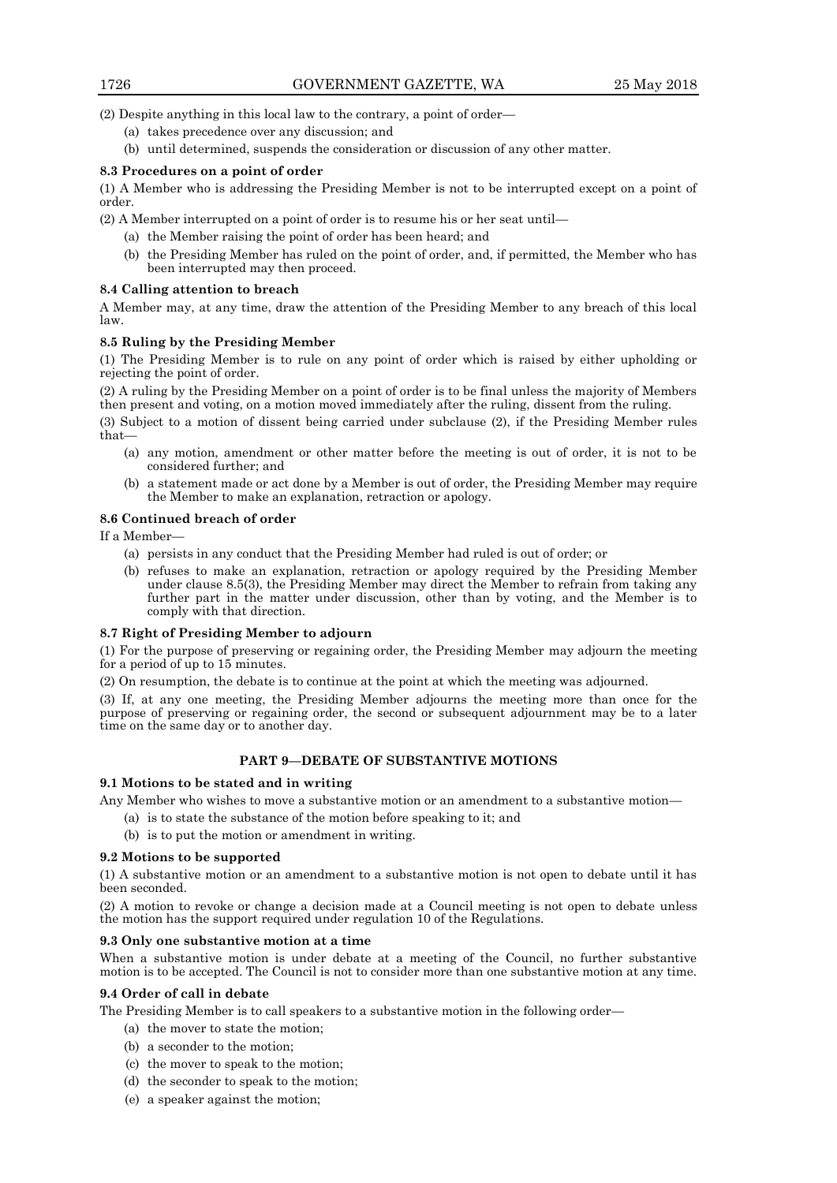(2) Despite anything in this local law to the contrary, a point of order—

(a) takes precedence over any discussion; and

(b) until determined, suspends the consideration or discussion of any other matter.

**8.3 Procedures on a point of order**

(1) A Member who is addressing the Presiding Member is not to be interrupted except on a point of order.

(2) A Member interrupted on a point of order is to resume his or her seat until—

(a) the Member raising the point of order has been heard; and

(b) the Presiding Member has ruled on the point of order, and, if permitted, the Member who has been interrupted may then proceed.

**8.4 Calling attention to breach**

A Member may, at any time, draw the attention of the Presiding Member to any breach of this local law.

**8.5 Ruling by the Presiding Member**

(1) The Presiding Member is to rule on any point of order which is raised by either upholding or rejecting the point of order.

(2) A ruling by the Presiding Member on a point of order is to be final unless the majority of Members then present and voting, on a motion moved immediately after the ruling, dissent from the ruling.

(3) Subject to a motion of dissent being carried under subclause (2), if the Presiding Member rules that—

(a) any motion, amendment or other matter before the meeting is out of order, it is not to be considered further; and

(b) a statement made or act done by a Member is out of order, the Presiding Member may require the Member to make an explanation, retraction or apology.

**8.6 Continued breach of order**

If a Member—

(a) persists in any conduct that the Presiding Member had ruled is out of order; or

(b) refuses to make an explanation, retraction or apology required by the Presiding Member under clause 8.5(3), the Presiding Member may direct the Member to refrain from taking any further part in the matter under discussion, other than by voting, and the Member is to comply with that direction.

**8.7 Right of Presiding Member to adjourn**

(1) For the purpose of preserving or regaining order, the Presiding Member may adjourn the meeting for a period of up to 15 minutes.

(2) On resumption, the debate is to continue at the point at which the meeting was adjourned.

(3) If, at any one meeting, the Presiding Member adjourns the meeting more than once for the purpose of preserving or regaining order, the second or subsequent adjournment may be to a later time on the same day or to another day.

## PART 9—DEBATE OF SUBSTANTIVE MOTIONS

**9.1 Motions to be stated and in writing**

Any Member who wishes to move a substantive motion or an amendment to a substantive motion—

(a) is to state the substance of the motion before speaking to it; and

(b) is to put the motion or amendment in writing.

**9.2 Motions to be supported**

(1) A substantive motion or an amendment to a substantive motion is not open to debate until it has been seconded.

(2) A motion to revoke or change a decision made at a Council meeting is not open to debate unless the motion has the support required under regulation 10 of the Regulations.

**9.3 Only one substantive motion at a time**

When a substantive motion is under debate at a meeting of the Council, no further substantive motion is to be accepted. The Council is not to consider more than one substantive motion at any time.

**9.4 Order of call in debate**

The Presiding Member is to call speakers to a substantive motion in the following order—

(a) the mover to state the motion;

(b) a seconder to the motion;

(c) the mover to speak to the motion;

(d) the seconder to speak to the motion;

(e) a speaker against the motion;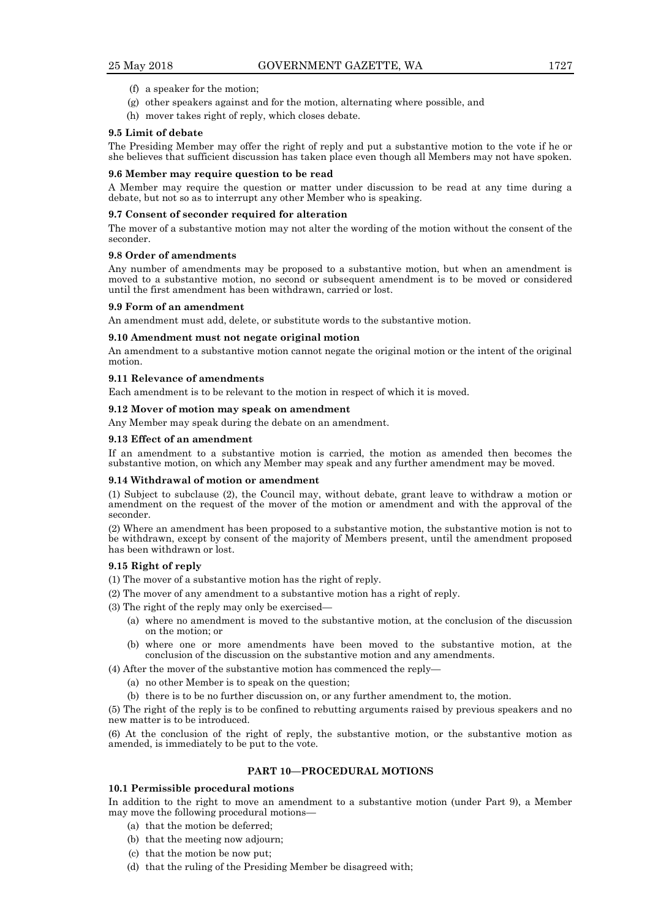(f) a speaker for the motion;

(g) other speakers against and for the motion, alternating where possible, and

(h) mover takes right of reply, which closes debate.

**9.5 Limit of debate**

The Presiding Member may offer the right of reply and put a substantive motion to the vote if he or she believes that sufficient discussion has taken place even though all Members may not have spoken.

**9.6 Member may require question to be read**

A Member may require the question or matter under discussion to be read at any time during a debate, but not so as to interrupt any other Member who is speaking.

**9.7 Consent of seconder required for alteration**

The mover of a substantive motion may not alter the wording of the motion without the consent of the seconder.

**9.8 Order of amendments**

Any number of amendments may be proposed to a substantive motion, but when an amendment is moved to a substantive motion, no second or subsequent amendment is to be moved or considered until the first amendment has been withdrawn, carried or lost.

**9.9 Form of an amendment**

An amendment must add, delete, or substitute words to the substantive motion.

**9.10 Amendment must not negate original motion**

An amendment to a substantive motion cannot negate the original motion or the intent of the original motion.

**9.11 Relevance of amendments**

Each amendment is to be relevant to the motion in respect of which it is moved.

**9.12 Mover of motion may speak on amendment**

Any Member may speak during the debate on an amendment.

**9.13 Effect of an amendment**

If an amendment to a substantive motion is carried, the motion as amended then becomes the substantive motion, on which any Member may speak and any further amendment may be moved.

**9.14 Withdrawal of motion or amendment**

(1) Subject to subclause (2), the Council may, without debate, grant leave to withdraw a motion or amendment on the request of the mover of the motion or amendment and with the approval of the seconder.

(2) Where an amendment has been proposed to a substantive motion, the substantive motion is not to be withdrawn, except by consent of the majority of Members present, until the amendment proposed has been withdrawn or lost.

**9.15 Right of reply**

(1) The mover of a substantive motion has the right of reply.

(2) The mover of any amendment to a substantive motion has a right of reply.

(3) The right of the reply may only be exercised—

(a) where no amendment is moved to the substantive motion, at the conclusion of the discussion on the motion; or

(b) where one or more amendments have been moved to the substantive motion, at the conclusion of the discussion on the substantive motion and any amendments.

(4) After the mover of the substantive motion has commenced the reply—

(a) no other Member is to speak on the question;

(b) there is to be no further discussion on, or any further amendment to, the motion.

(5) The right of the reply is to be confined to rebutting arguments raised by previous speakers and no new matter is to be introduced.

(6) At the conclusion of the right of reply, the substantive motion, or the substantive motion as amended, is immediately to be put to the vote.

## PART 10—PROCEDURAL MOTIONS

**10.1 Permissible procedural motions**

In addition to the right to move an amendment to a substantive motion (under Part 9), a Member may move the following procedural motions—

(a) that the motion be deferred;

(b) that the meeting now adjourn;

(c) that the motion be now put;

(d) that the ruling of the Presiding Member be disagreed with;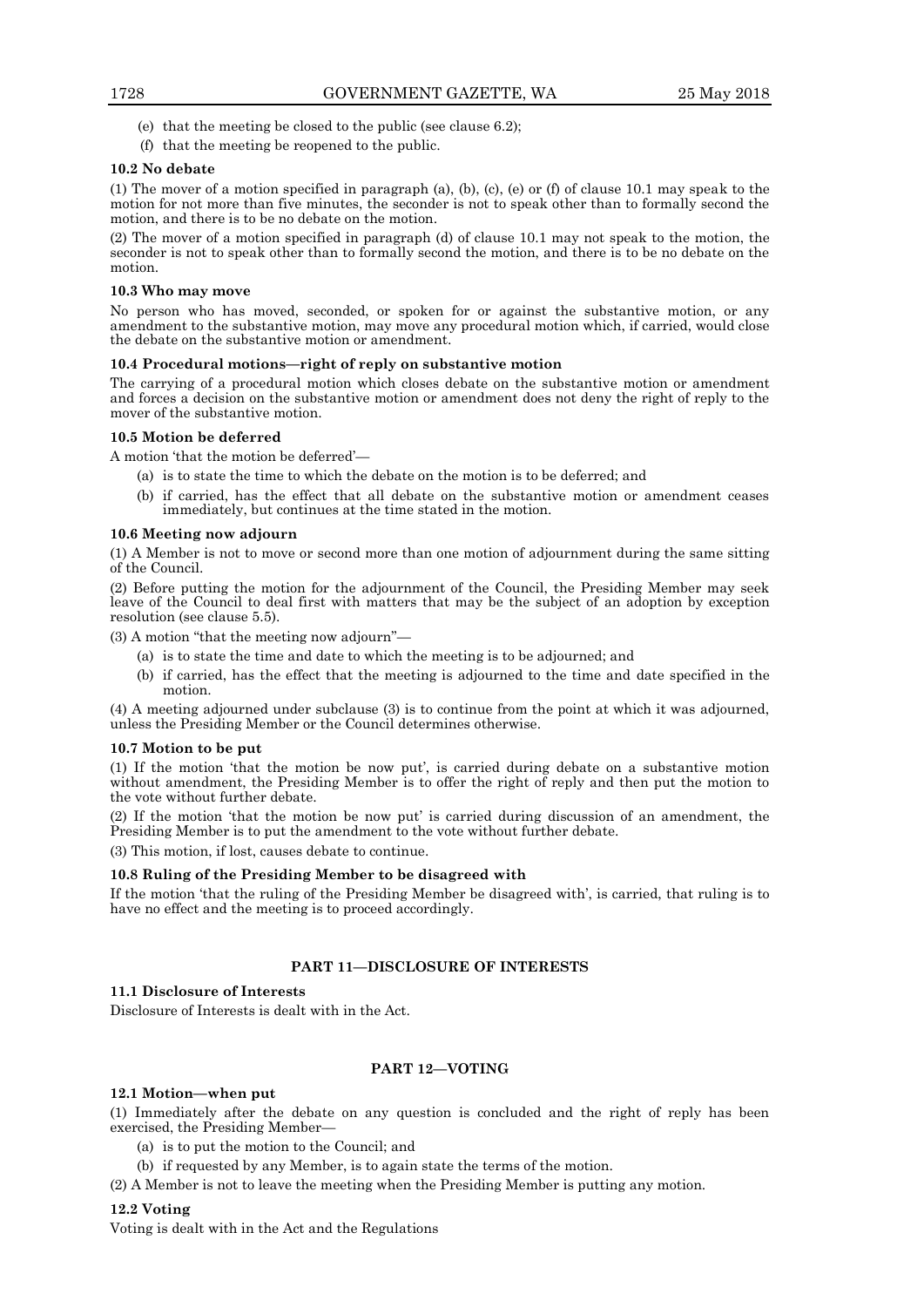(e) that the meeting be closed to the public (see clause 6.2);

(f) that the meeting be reopened to the public.

**10.2 No debate**

(1) The mover of a motion specified in paragraph (a), (b), (c), (e) or (f) of clause 10.1 may speak to the motion for not more than five minutes, the seconder is not to speak other than to formally second the motion, and there is to be no debate on the motion.

(2) The mover of a motion specified in paragraph (d) of clause 10.1 may not speak to the motion, the seconder is not to speak other than to formally second the motion, and there is to be no debate on the motion.

**10.3 Who may move**

No person who has moved, seconded, or spoken for or against the substantive motion, or any amendment to the substantive motion, may move any procedural motion which, if carried, would close the debate on the substantive motion or amendment.

**10.4 Procedural motions—right of reply on substantive motion**

The carrying of a procedural motion which closes debate on the substantive motion or amendment and forces a decision on the substantive motion or amendment does not deny the right of reply to the mover of the substantive motion.

**10.5 Motion be deferred**

A motion 'that the motion be deferred'—

(a) is to state the time to which the debate on the motion is to be deferred; and

(b) if carried, has the effect that all debate on the substantive motion or amendment ceases immediately, but continues at the time stated in the motion.

**10.6 Meeting now adjourn**

(1) A Member is not to move or second more than one motion of adjournment during the same sitting of the Council.

(2) Before putting the motion for the adjournment of the Council, the Presiding Member may seek leave of the Council to deal first with matters that may be the subject of an adoption by exception resolution (see clause 5.5).

(3) A motion "that the meeting now adjourn"—

(a) is to state the time and date to which the meeting is to be adjourned; and

(b) if carried, has the effect that the meeting is adjourned to the time and date specified in the motion.

(4) A meeting adjourned under subclause (3) is to continue from the point at which it was adjourned, unless the Presiding Member or the Council determines otherwise.

**10.7 Motion to be put**

(1) If the motion 'that the motion be now put', is carried during debate on a substantive motion without amendment, the Presiding Member is to offer the right of reply and then put the motion to the vote without further debate.

(2) If the motion 'that the motion be now put' is carried during discussion of an amendment, the Presiding Member is to put the amendment to the vote without further debate.

(3) This motion, if lost, causes debate to continue.

**10.8 Ruling of the Presiding Member to be disagreed with**

If the motion 'that the ruling of the Presiding Member be disagreed with', is carried, that ruling is to have no effect and the meeting is to proceed accordingly.

## PART 11—DISCLOSURE OF INTERESTS

**11.1 Disclosure of Interests**

Disclosure of Interests is dealt with in the Act.

## PART 12—VOTING

**12.1 Motion—when put**

(1) Immediately after the debate on any question is concluded and the right of reply has been exercised, the Presiding Member—

(a) is to put the motion to the Council; and

(b) if requested by any Member, is to again state the terms of the motion.

(2) A Member is not to leave the meeting when the Presiding Member is putting any motion.

**12.2 Voting**

Voting is dealt with in the Act and the Regulations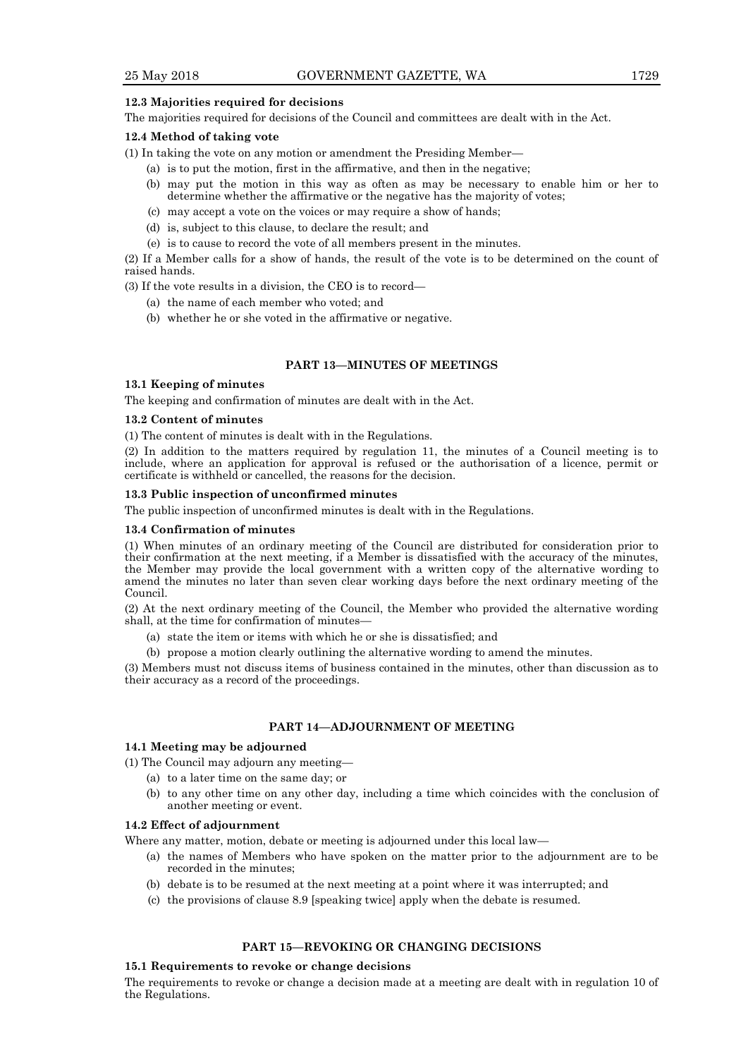#### 12.3 Majorities required for decisions

The majorities required for decisions of the Council and committees are dealt with in the Act.

#### 12.4 Method of taking vote

(1) In taking the vote on any motion or amendment the Presiding Member—

- (a) is to put the motion, first in the affirmative, and then in the negative;
- (b) may put the motion in this way as often as may be necessary to enable him or her to determine whether the affirmative or the negative has the majority of votes;
- (c) may accept a vote on the voices or may require a show of hands;
- (d) is, subject to this clause, to declare the result; and
- (e) is to cause to record the vote of all members present in the minutes.

(2) If a Member calls for a show of hands, the result of the vote is to be determined on the count of raised hands.

(3) If the vote results in a division, the CEO is to record—

- (a) the name of each member who voted; and
- (b) whether he or she voted in the affirmative or negative.

### PART 13—MINUTES OF MEETINGS

#### 13.1 Keeping of minutes

The keeping and confirmation of minutes are dealt with in the Act.

#### 13.2 Content of minutes

(1) The content of minutes is dealt with in the Regulations.

(2) In addition to the matters required by regulation 11, the minutes of a Council meeting is to include, where an application for approval is refused or the authorisation of a licence, permit or certificate is withheld or cancelled, the reasons for the decision.

#### 13.3 Public inspection of unconfirmed minutes

The public inspection of unconfirmed minutes is dealt with in the Regulations.

#### 13.4 Confirmation of minutes

(1) When minutes of an ordinary meeting of the Council are distributed for consideration prior to their confirmation at the next meeting, if a Member is dissatisfied with the accuracy of the minutes, the Member may provide the local government with a written copy of the alternative wording to amend the minutes no later than seven clear working days before the next ordinary meeting of the Council.

(2) At the next ordinary meeting of the Council, the Member who provided the alternative wording shall, at the time for confirmation of minutes—

- (a) state the item or items with which he or she is dissatisfied; and
- (b) propose a motion clearly outlining the alternative wording to amend the minutes.

(3) Members must not discuss items of business contained in the minutes, other than discussion as to their accuracy as a record of the proceedings.

### PART 14—ADJOURNMENT OF MEETING

#### 14.1 Meeting may be adjourned

(1) The Council may adjourn any meeting—

- (a) to a later time on the same day; or
- (b) to any other time on any other day, including a time which coincides with the conclusion of another meeting or event.

#### 14.2 Effect of adjournment

Where any matter, motion, debate or meeting is adjourned under this local law—

- (a) the names of Members who have spoken on the matter prior to the adjournment are to be recorded in the minutes;
- (b) debate is to be resumed at the next meeting at a point where it was interrupted; and
- (c) the provisions of clause 8.9 [speaking twice] apply when the debate is resumed.

### PART 15—REVOKING OR CHANGING DECISIONS

#### 15.1 Requirements to revoke or change decisions

The requirements to revoke or change a decision made at a meeting are dealt with in regulation 10 of the Regulations.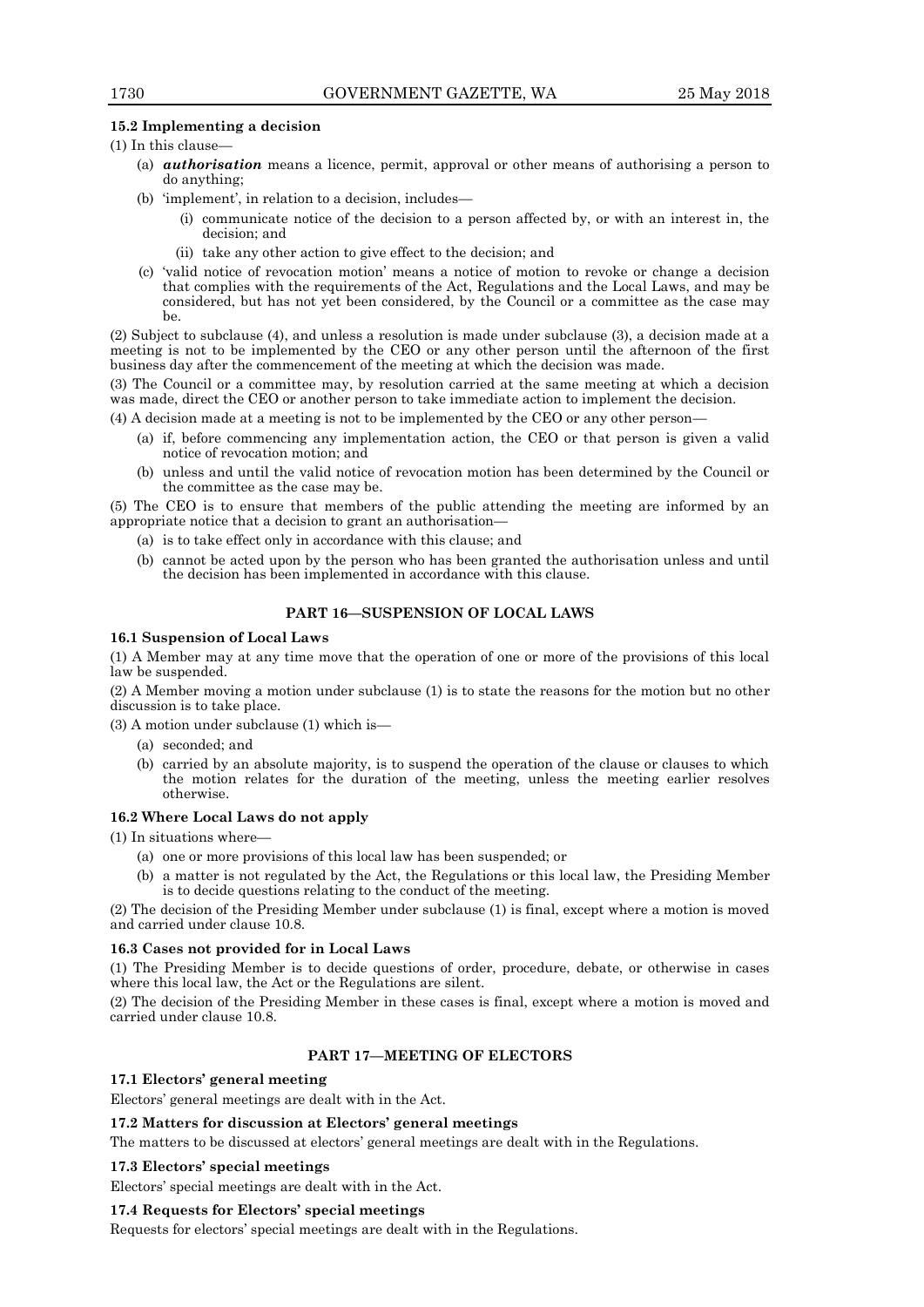**15.2 Implementing a decision**

(1) In this clause—

- (a) ***authorisation*** means a licence, permit, approval or other means of authorising a person to do anything;
- (b) 'implement', in relation to a decision, includes—
  - (i) communicate notice of the decision to a person affected by, or with an interest in, the decision; and
  - (ii) take any other action to give effect to the decision; and
- (c) 'valid notice of revocation motion' means a notice of motion to revoke or change a decision that complies with the requirements of the Act, Regulations and the Local Laws, and may be considered, but has not yet been considered, by the Council or a committee as the case may be.

(2) Subject to subclause (4), and unless a resolution is made under subclause (3), a decision made at a meeting is not to be implemented by the CEO or any other person until the afternoon of the first business day after the commencement of the meeting at which the decision was made.

(3) The Council or a committee may, by resolution carried at the same meeting at which a decision was made, direct the CEO or another person to take immediate action to implement the decision.

(4) A decision made at a meeting is not to be implemented by the CEO or any other person—

- (a) if, before commencing any implementation action, the CEO or that person is given a valid notice of revocation motion; and
- (b) unless and until the valid notice of revocation motion has been determined by the Council or the committee as the case may be.

(5) The CEO is to ensure that members of the public attending the meeting are informed by an appropriate notice that a decision to grant an authorisation—

- (a) is to take effect only in accordance with this clause; and
- (b) cannot be acted upon by the person who has been granted the authorisation unless and until the decision has been implemented in accordance with this clause.

## PART 16—SUSPENSION OF LOCAL LAWS

**16.1 Suspension of Local Laws**

(1) A Member may at any time move that the operation of one or more of the provisions of this local law be suspended.

(2) A Member moving a motion under subclause (1) is to state the reasons for the motion but no other discussion is to take place.

(3) A motion under subclause (1) which is—

- (a) seconded; and
- (b) carried by an absolute majority, is to suspend the operation of the clause or clauses to which the motion relates for the duration of the meeting, unless the meeting earlier resolves otherwise.

**16.2 Where Local Laws do not apply**

(1) In situations where—

- (a) one or more provisions of this local law has been suspended; or
- (b) a matter is not regulated by the Act, the Regulations or this local law, the Presiding Member is to decide questions relating to the conduct of the meeting.

(2) The decision of the Presiding Member under subclause (1) is final, except where a motion is moved and carried under clause 10.8.

**16.3 Cases not provided for in Local Laws**

(1) The Presiding Member is to decide questions of order, procedure, debate, or otherwise in cases where this local law, the Act or the Regulations are silent.

(2) The decision of the Presiding Member in these cases is final, except where a motion is moved and carried under clause 10.8.

## PART 17—MEETING OF ELECTORS

**17.1 Electors' general meeting**

Electors' general meetings are dealt with in the Act.

**17.2 Matters for discussion at Electors' general meetings**

The matters to be discussed at electors' general meetings are dealt with in the Regulations.

**17.3 Electors' special meetings**

Electors' special meetings are dealt with in the Act.

**17.4 Requests for Electors' special meetings**

Requests for electors' special meetings are dealt with in the Regulations.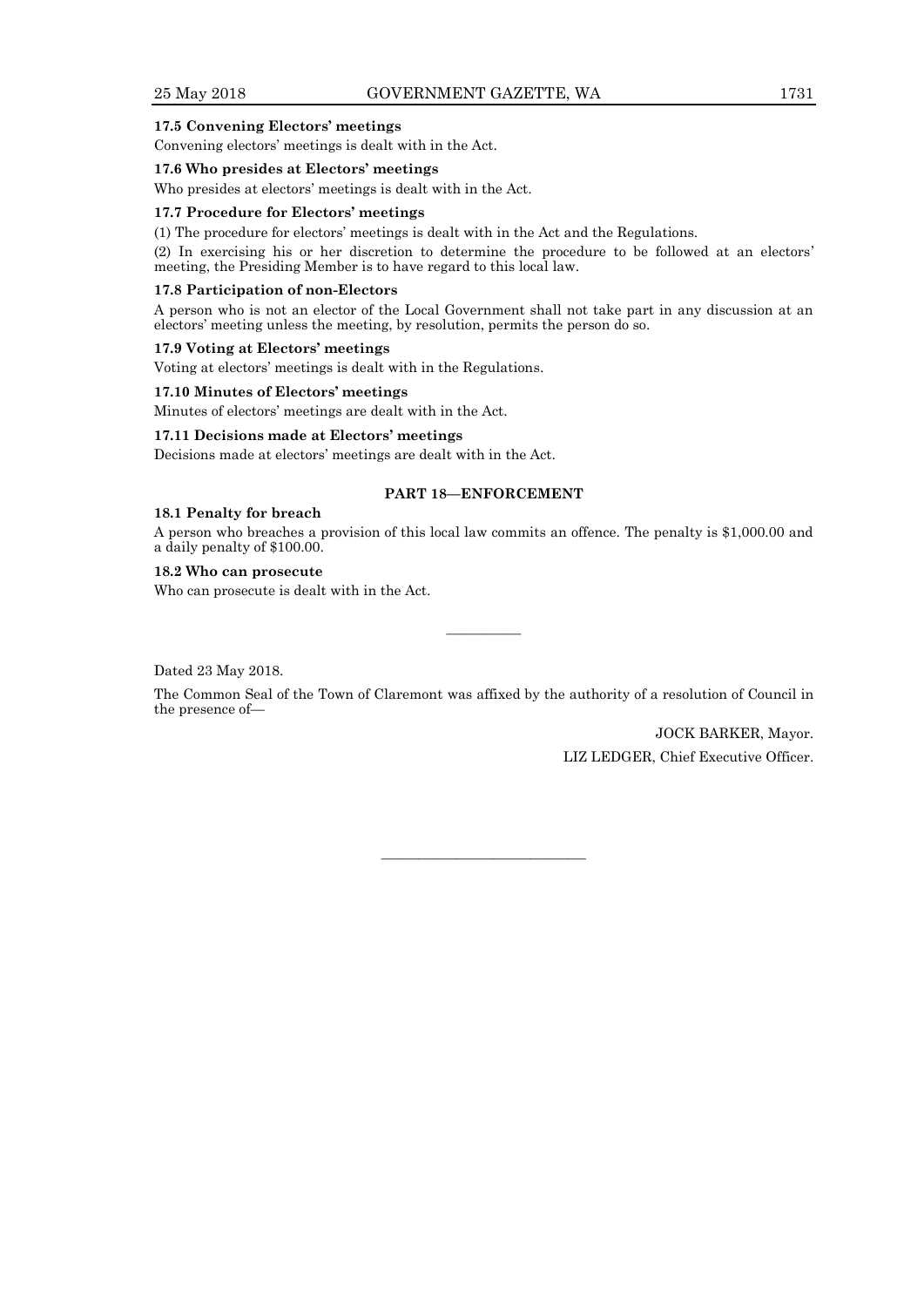**17.5 Convening Electors' meetings**

Convening electors' meetings is dealt with in the Act.

**17.6 Who presides at Electors' meetings**

Who presides at electors' meetings is dealt with in the Act.

**17.7 Procedure for Electors' meetings**

(1) The procedure for electors' meetings is dealt with in the Act and the Regulations.

(2) In exercising his or her discretion to determine the procedure to be followed at an electors' meeting, the Presiding Member is to have regard to this local law.

**17.8 Participation of non-Electors**

A person who is not an elector of the Local Government shall not take part in any discussion at an electors' meeting unless the meeting, by resolution, permits the person do so.

**17.9 Voting at Electors' meetings**

Voting at electors' meetings is dealt with in the Regulations.

**17.10 Minutes of Electors' meetings**

Minutes of electors' meetings are dealt with in the Act.

**17.11 Decisions made at Electors' meetings**

Decisions made at electors' meetings are dealt with in the Act.

## PART 18—ENFORCEMENT

**18.1 Penalty for breach**

A person who breaches a provision of this local law commits an offence. The penalty is $1,000.00 and a daily penalty of $100.00.

**18.2 Who can prosecute**

Who can prosecute is dealt with in the Act.

---

Dated 23 May 2018.

The Common Seal of the Town of Claremont was affixed by the authority of a resolution of Council in the presence of—

JOCK BARKER, Mayor.

LIZ LEDGER, Chief Executive Officer.

---